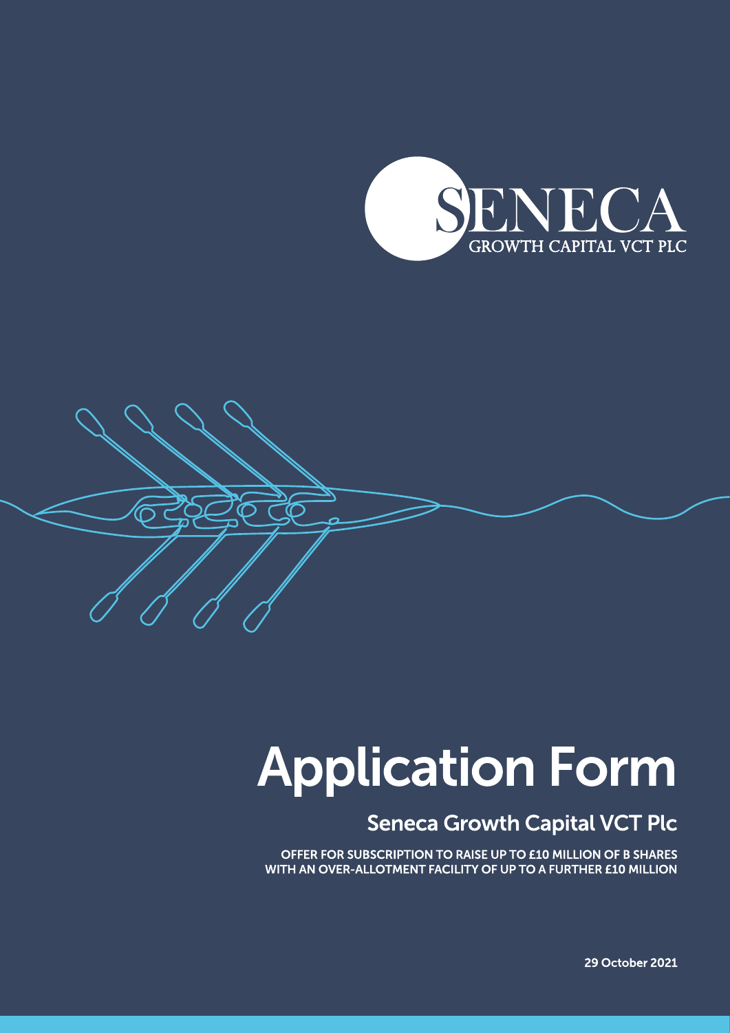SENECA
GROWTH CAPITAL VCT PLC

# Application Form

## Seneca Growth Capital VCT Plc

OFFER FOR SUBSCRIPTION TO RAISE UP TO £10 MILLION OF B SHARES WITH AN OVER-ALLOTMENT FACILITY OF UP TO A FURTHER £10 MILLION

29 October 2021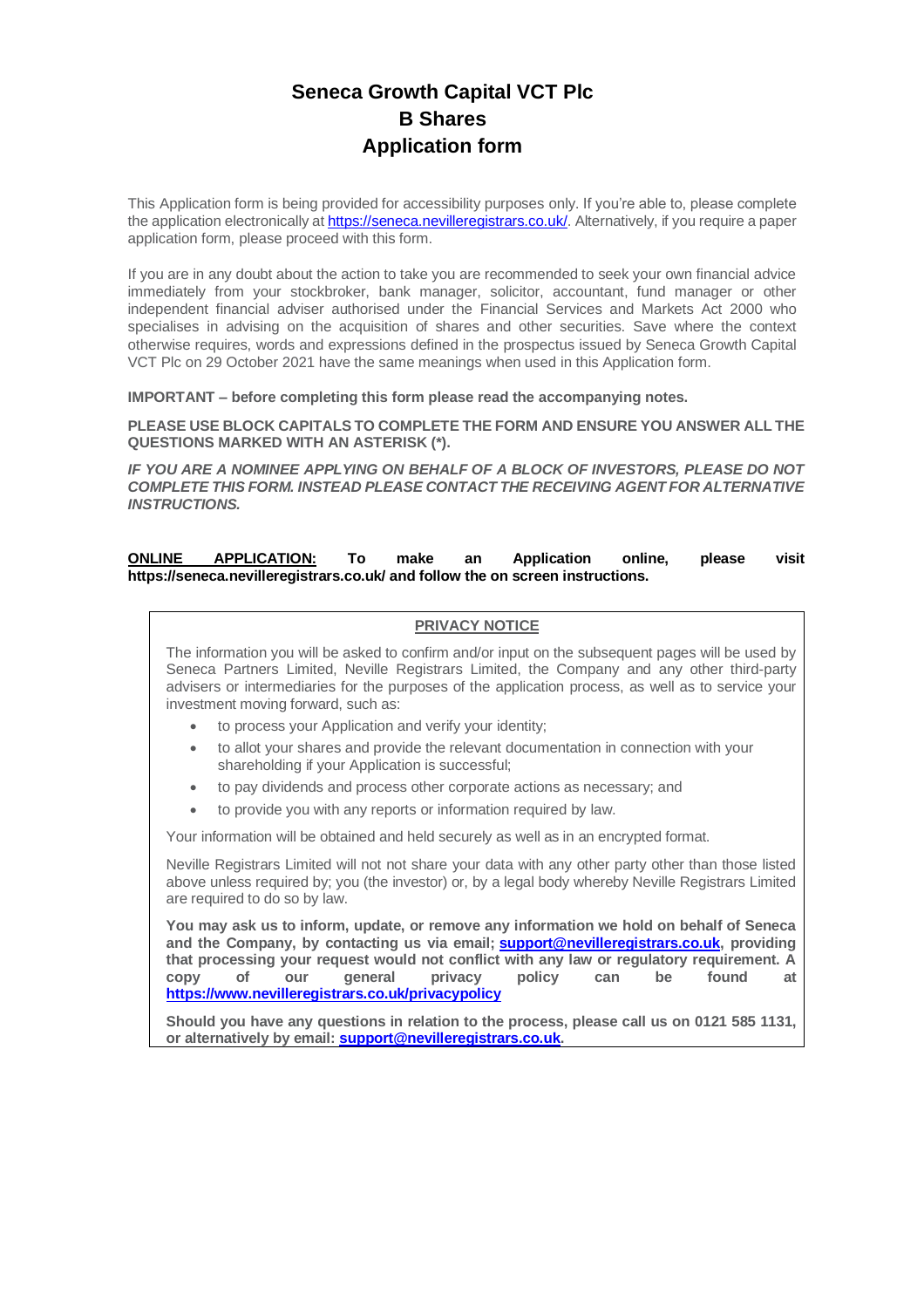# Seneca Growth Capital VCT Plc
# B Shares
# Application form

This Application form is being provided for accessibility purposes only. If you're able to, please complete the application electronically at https://seneca.nevilleregistrars.co.uk/. Alternatively, if you require a paper application form, please proceed with this form.

If you are in any doubt about the action to take you are recommended to seek your own financial advice immediately from your stockbroker, bank manager, solicitor, accountant, fund manager or other independent financial adviser authorised under the Financial Services and Markets Act 2000 who specialises in advising on the acquisition of shares and other securities. Save where the context otherwise requires, words and expressions defined in the prospectus issued by Seneca Growth Capital VCT Plc on 29 October 2021 have the same meanings when used in this Application form.

**IMPORTANT – before completing this form please read the accompanying notes.**

**PLEASE USE BLOCK CAPITALS TO COMPLETE THE FORM AND ENSURE YOU ANSWER ALL THE QUESTIONS MARKED WITH AN ASTERISK (*).**

***IF YOU ARE A NOMINEE APPLYING ON BEHALF OF A BLOCK OF INVESTORS, PLEASE DO NOT COMPLETE THIS FORM. INSTEAD PLEASE CONTACT THE RECEIVING AGENT FOR ALTERNATIVE INSTRUCTIONS.***

**ONLINE APPLICATION: To make an Application online, please visit https://seneca.nevilleregistrars.co.uk/ and follow the on screen instructions.**

## PRIVACY NOTICE

The information you will be asked to confirm and/or input on the subsequent pages will be used by Seneca Partners Limited, Neville Registrars Limited, the Company and any other third-party advisers or intermediaries for the purposes of the application process, as well as to service your investment moving forward, such as:

- to process your Application and verify your identity;
- to allot your shares and provide the relevant documentation in connection with your shareholding if your Application is successful;
- to pay dividends and process other corporate actions as necessary; and
- to provide you with any reports or information required by law.

Your information will be obtained and held securely as well as in an encrypted format.

Neville Registrars Limited will not not share your data with any other party other than those listed above unless required by; you (the investor) or, by a legal body whereby Neville Registrars Limited are required to do so by law.

**You may ask us to inform, update, or remove any information we hold on behalf of Seneca and the Company, by contacting us via email; support@nevilleregistrars.co.uk, providing that processing your request would not conflict with any law or regulatory requirement. A copy of our general privacy policy can be found at https://www.nevilleregistrars.co.uk/privacypolicy**

**Should you have any questions in relation to the process, please call us on 0121 585 1131, or alternatively by email: support@nevilleregistrars.co.uk.**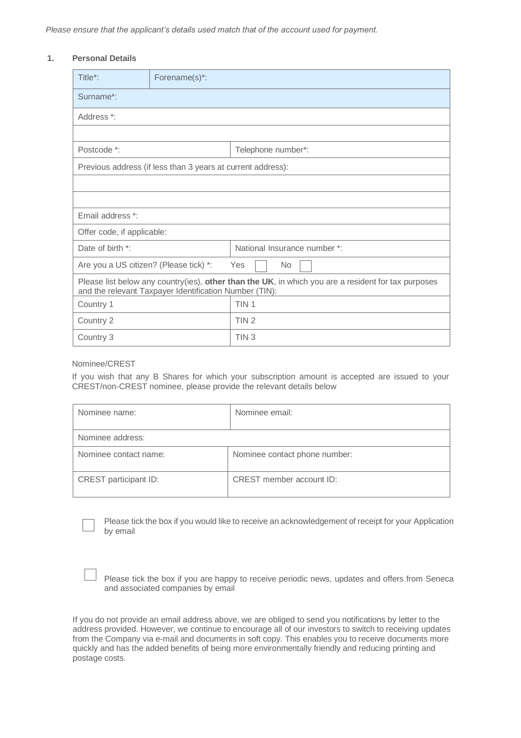*Please ensure that the applicant's details used match that of the account used for payment.*

**1. Personal Details**

| Title*: | Forename(s)*: |
|---|---|
| Surname*: | |
| Address *: | |
| | |
| Postcode *: | Telephone number*: |
| Previous address (if less than 3 years at current address): | |
| | |
| | |
| Email address *: | |
| Offer code, if applicable: | |
| Date of birth *: | National Insurance number *: |
| Are you a US citizen? (Please tick) *: Yes ☐ No ☐ | |
| Please list below any country(ies), **other than the UK**, in which you are a resident for tax purposes and the relevant Taxpayer Identification Number (TIN): | |
| Country 1 | TIN 1 |
| Country 2 | TIN 2 |
| Country 3 | TIN 3 |

Nominee/CREST

If you wish that any B Shares for which your subscription amount is accepted are issued to your CREST/non-CREST nominee, please provide the relevant details below

| Nominee name: | Nominee email: |
|---|---|
| Nominee address: | |
| Nominee contact name: | Nominee contact phone number: |
| CREST participant ID: | CREST member account ID: |

☐ Please tick the box if you would like to receive an acknowledgement of receipt for your Application by email

☐ Please tick the box if you are happy to receive periodic news, updates and offers from Seneca and associated companies by email

If you do not provide an email address above, we are obliged to send you notifications by letter to the address provided. However, we continue to encourage all of our investors to switch to receiving updates from the Company via e-mail and documents in soft copy. This enables you to receive documents more quickly and has the added benefits of being more environmentally friendly and reducing printing and postage costs.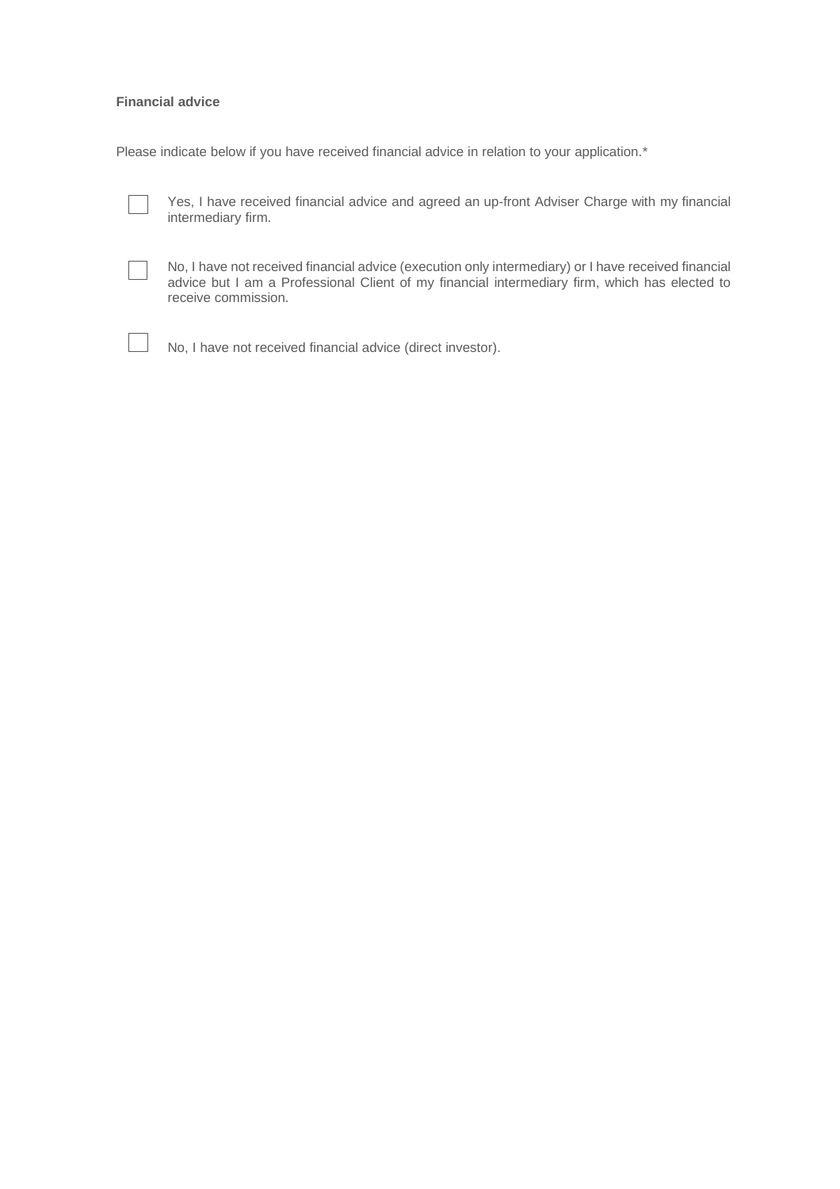**Financial advice**

Please indicate below if you have received financial advice in relation to your application.*

- [ ] Yes, I have received financial advice and agreed an up-front Adviser Charge with my financial intermediary firm.

- [ ] No, I have not received financial advice (execution only intermediary) or I have received financial advice but I am a Professional Client of my financial intermediary firm, which has elected to receive commission.

- [ ] No, I have not received financial advice (direct investor).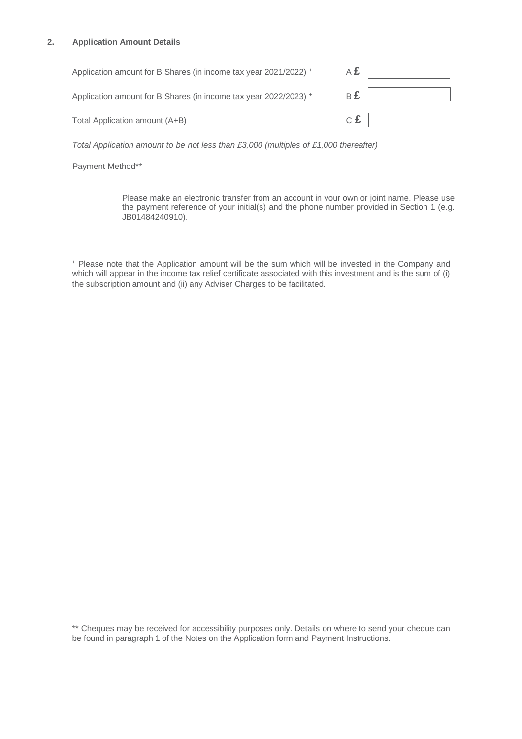## 2. Application Amount Details

| | | |
|---|---|---|
| Application amount for B Shares (in income tax year 2021/2022) + | A £ | |
| Application amount for B Shares (in income tax year 2022/2023) + | B £ | |
| Total Application amount (A+B) | C £ | |

*Total Application amount to be not less than £3,000 (multiples of £1,000 thereafter)*

Payment Method**

Please make an electronic transfer from an account in your own or joint name. Please use the payment reference of your initial(s) and the phone number provided in Section 1 (e.g. JB01484240910).

+ Please note that the Application amount will be the sum which will be invested in the Company and which will appear in the income tax relief certificate associated with this investment and is the sum of (i) the subscription amount and (ii) any Adviser Charges to be facilitated.

** Cheques may be received for accessibility purposes only. Details on where to send your cheque can be found in paragraph 1 of the Notes on the Application form and Payment Instructions.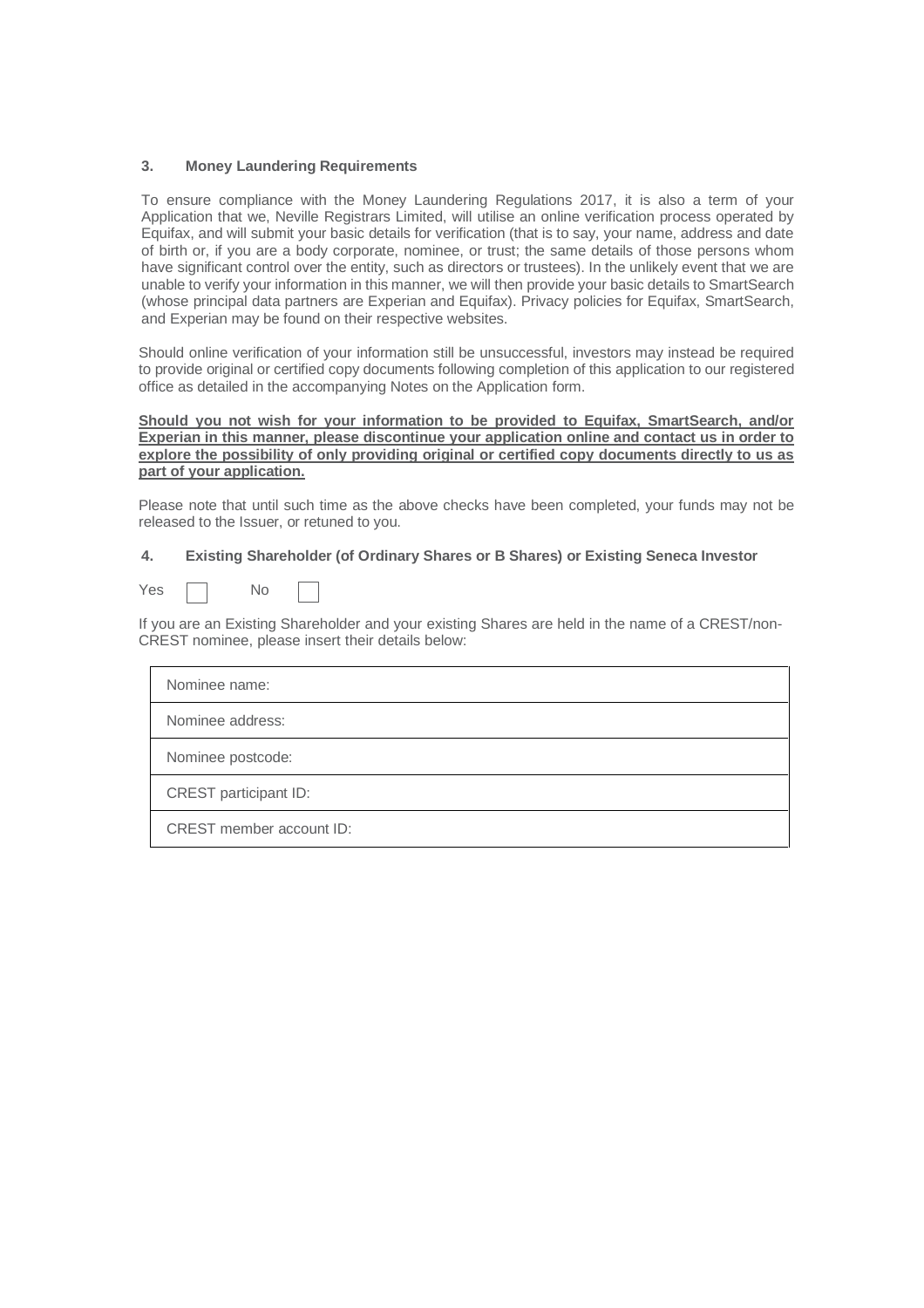### 3. Money Laundering Requirements

To ensure compliance with the Money Laundering Regulations 2017, it is also a term of your Application that we, Neville Registrars Limited, will utilise an online verification process operated by Equifax, and will submit your basic details for verification (that is to say, your name, address and date of birth or, if you are a body corporate, nominee, or trust; the same details of those persons whom have significant control over the entity, such as directors or trustees). In the unlikely event that we are unable to verify your information in this manner, we will then provide your basic details to SmartSearch (whose principal data partners are Experian and Equifax). Privacy policies for Equifax, SmartSearch, and Experian may be found on their respective websites.

Should online verification of your information still be unsuccessful, investors may instead be required to provide original or certified copy documents following completion of this application to our registered office as detailed in the accompanying Notes on the Application form.

**Should you not wish for your information to be provided to Equifax, SmartSearch, and/or Experian in this manner, please discontinue your application online and contact us in order to explore the possibility of only providing original or certified copy documents directly to us as part of your application.**

Please note that until such time as the above checks have been completed, your funds may not be released to the Issuer, or retuned to you.

### 4. Existing Shareholder (of Ordinary Shares or B Shares) or Existing Seneca Investor

Yes ☐ No ☐

If you are an Existing Shareholder and your existing Shares are held in the name of a CREST/non-CREST nominee, please insert their details below:

| |
|---|
| Nominee name: |
| Nominee address: |
| Nominee postcode: |
| CREST participant ID: |
| CREST member account ID: |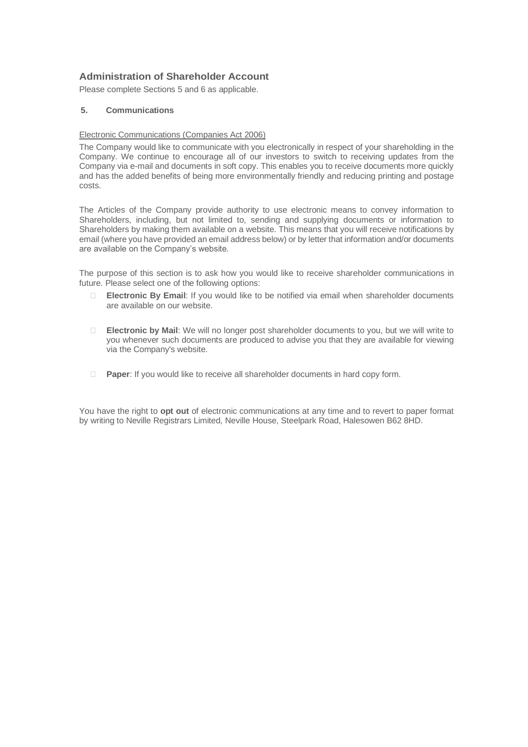## Administration of Shareholder Account

Please complete Sections 5 and 6 as applicable.

### 5. Communications

Electronic Communications (Companies Act 2006)

The Company would like to communicate with you electronically in respect of your shareholding in the Company. We continue to encourage all of our investors to switch to receiving updates from the Company via e-mail and documents in soft copy. This enables you to receive documents more quickly and has the added benefits of being more environmentally friendly and reducing printing and postage costs.

The Articles of the Company provide authority to use electronic means to convey information to Shareholders, including, but not limited to, sending and supplying documents or information to Shareholders by making them available on a website. This means that you will receive notifications by email (where you have provided an email address below) or by letter that information and/or documents are available on the Company's website.

The purpose of this section is to ask how you would like to receive shareholder communications in future. Please select one of the following options:

- ☐ **Electronic By Email**: If you would like to be notified via email when shareholder documents are available on our website.

- ☐ **Electronic by Mail**: We will no longer post shareholder documents to you, but we will write to you whenever such documents are produced to advise you that they are available for viewing via the Company's website.

- ☐ **Paper**: If you would like to receive all shareholder documents in hard copy form.

You have the right to **opt out** of electronic communications at any time and to revert to paper format by writing to Neville Registrars Limited, Neville House, Steelpark Road, Halesowen B62 8HD.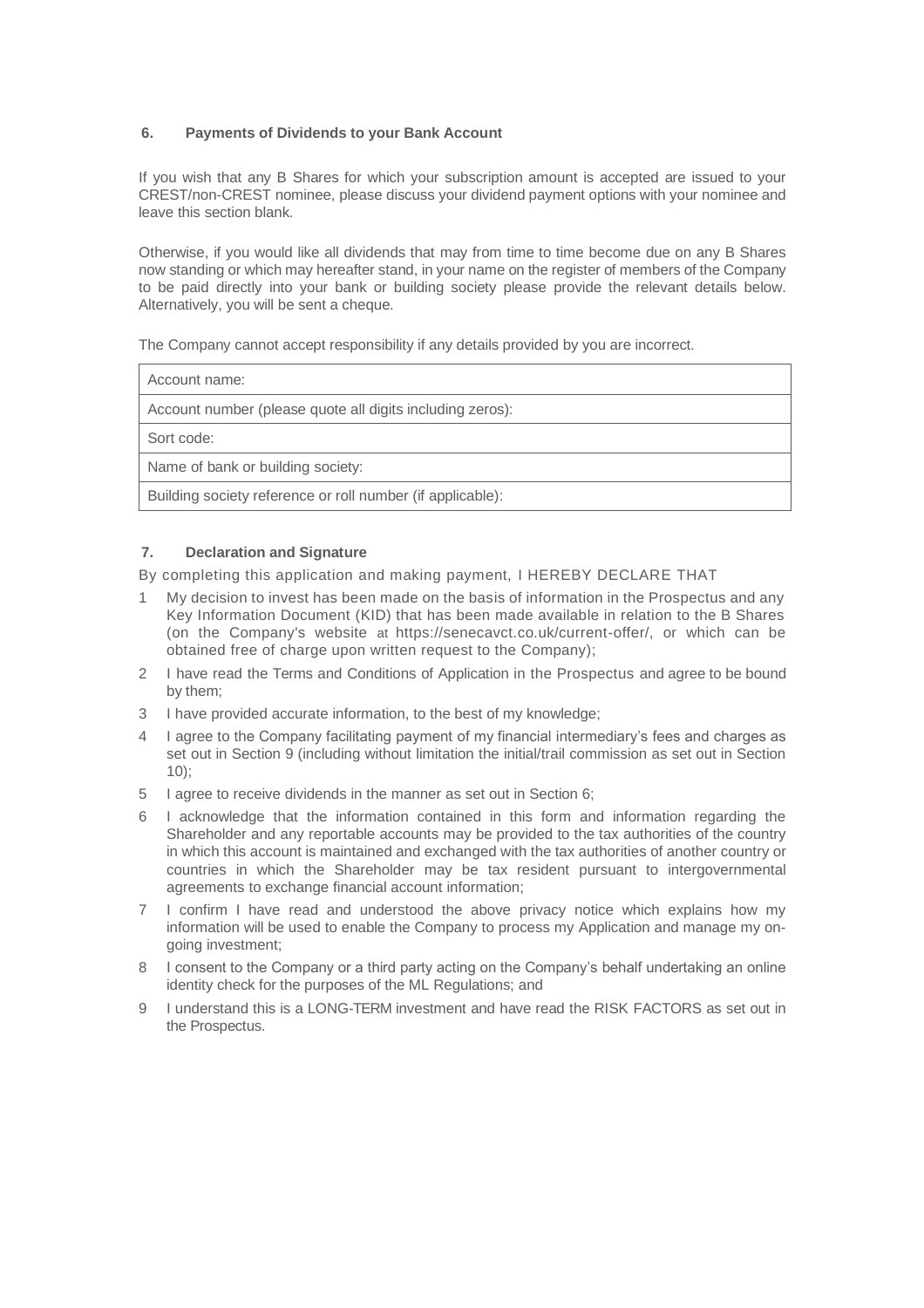### 6. Payments of Dividends to your Bank Account

If you wish that any B Shares for which your subscription amount is accepted are issued to your CREST/non-CREST nominee, please discuss your dividend payment options with your nominee and leave this section blank.

Otherwise, if you would like all dividends that may from time to time become due on any B Shares now standing or which may hereafter stand, in your name on the register of members of the Company to be paid directly into your bank or building society please provide the relevant details below. Alternatively, you will be sent a cheque.

The Company cannot accept responsibility if any details provided by you are incorrect.

| Account name: |
|---|
| Account number (please quote all digits including zeros): |
| Sort code: |
| Name of bank or building society: |
| Building society reference or roll number (if applicable): |

### 7. Declaration and Signature

By completing this application and making payment, I HEREBY DECLARE THAT

1. My decision to invest has been made on the basis of information in the Prospectus and any Key Information Document (KID) that has been made available in relation to the B Shares (on the Company's website at https://senecavct.co.uk/current-offer/, or which can be obtained free of charge upon written request to the Company);
2. I have read the Terms and Conditions of Application in the Prospectus and agree to be bound by them;
3. I have provided accurate information, to the best of my knowledge;
4. I agree to the Company facilitating payment of my financial intermediary's fees and charges as set out in Section 9 (including without limitation the initial/trail commission as set out in Section 10);
5. I agree to receive dividends in the manner as set out in Section 6;
6. I acknowledge that the information contained in this form and information regarding the Shareholder and any reportable accounts may be provided to the tax authorities of the country in which this account is maintained and exchanged with the tax authorities of another country or countries in which the Shareholder may be tax resident pursuant to intergovernmental agreements to exchange financial account information;
7. I confirm I have read and understood the above privacy notice which explains how my information will be used to enable the Company to process my Application and manage my on-going investment;
8. I consent to the Company or a third party acting on the Company's behalf undertaking an online identity check for the purposes of the ML Regulations; and
9. I understand this is a LONG-TERM investment and have read the RISK FACTORS as set out in the Prospectus.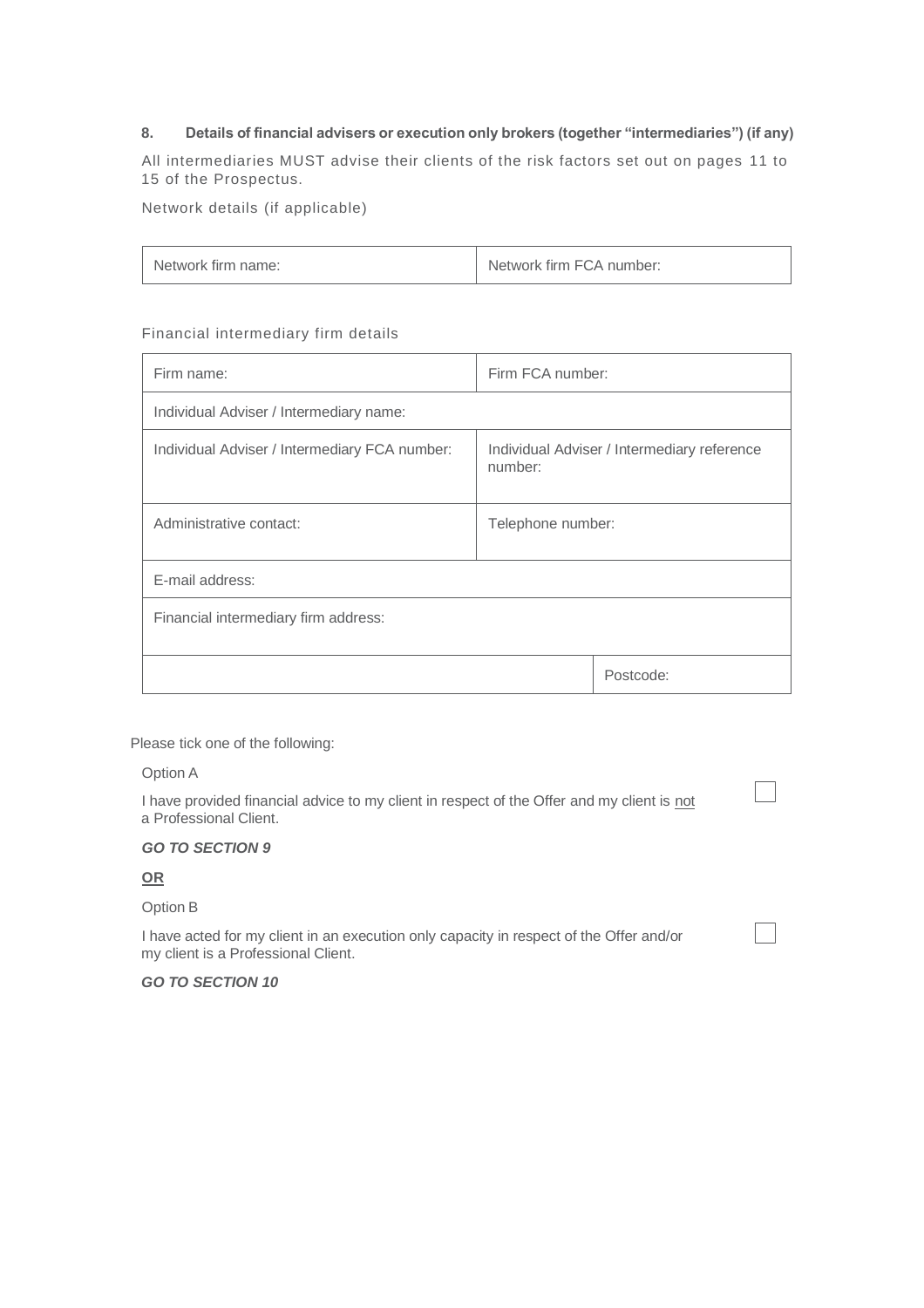## 8. Details of financial advisers or execution only brokers (together "intermediaries") (if any)

All intermediaries MUST advise their clients of the risk factors set out on pages 11 to 15 of the Prospectus.

Network details (if applicable)

| Network firm name: | Network firm FCA number: |
|---|---|

Financial intermediary firm details

| Firm name: | Firm FCA number: |
|---|---|
| Individual Adviser / Intermediary name: | |
| Individual Adviser / Intermediary FCA number: | Individual Adviser / Intermediary reference number: |
| Administrative contact: | Telephone number: |
| E-mail address: | |
| Financial intermediary firm address: | |
| | Postcode: |

Please tick one of the following:

Option A

I have provided financial advice to my client in respect of the Offer and my client is not a Professional Client. ☐

***GO TO SECTION 9***

**OR**

Option B

I have acted for my client in an execution only capacity in respect of the Offer and/or my client is a Professional Client. ☐

***GO TO SECTION 10***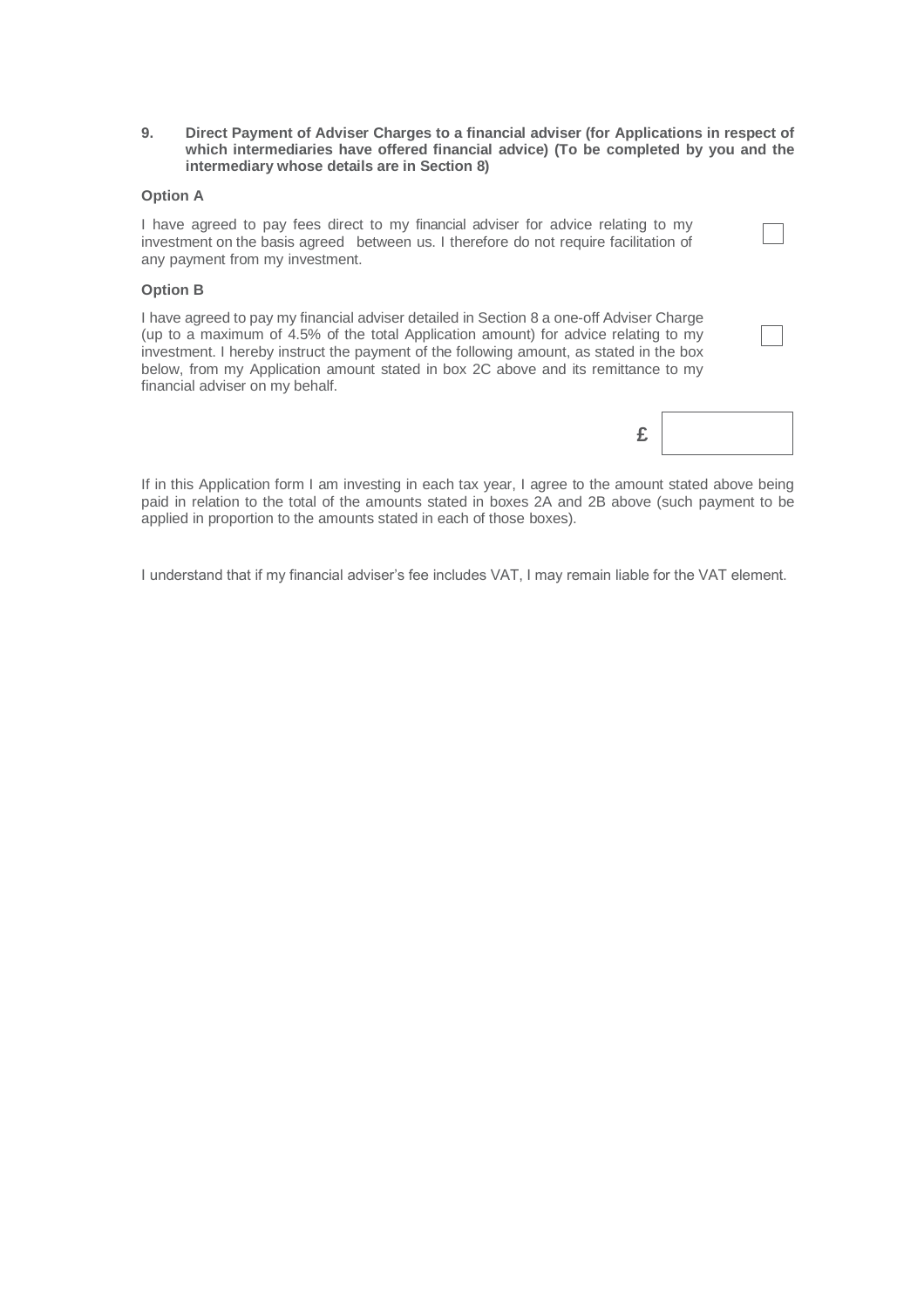**9. Direct Payment of Adviser Charges to a financial adviser (for Applications in respect of which intermediaries have offered financial advice) (To be completed by you and the intermediary whose details are in Section 8)**

**Option A**

I have agreed to pay fees direct to my financial adviser for advice relating to my investment on the basis agreed between us. I therefore do not require facilitation of any payment from my investment. ☐

**Option B**

I have agreed to pay my financial adviser detailed in Section 8 a one-off Adviser Charge (up to a maximum of 4.5% of the total Application amount) for advice relating to my investment. I hereby instruct the payment of the following amount, as stated in the box below, from my Application amount stated in box 2C above and its remittance to my financial adviser on my behalf. ☐

£ ____________

If in this Application form I am investing in each tax year, I agree to the amount stated above being paid in relation to the total of the amounts stated in boxes 2A and 2B above (such payment to be applied in proportion to the amounts stated in each of those boxes).

I understand that if my financial adviser's fee includes VAT, I may remain liable for the VAT element.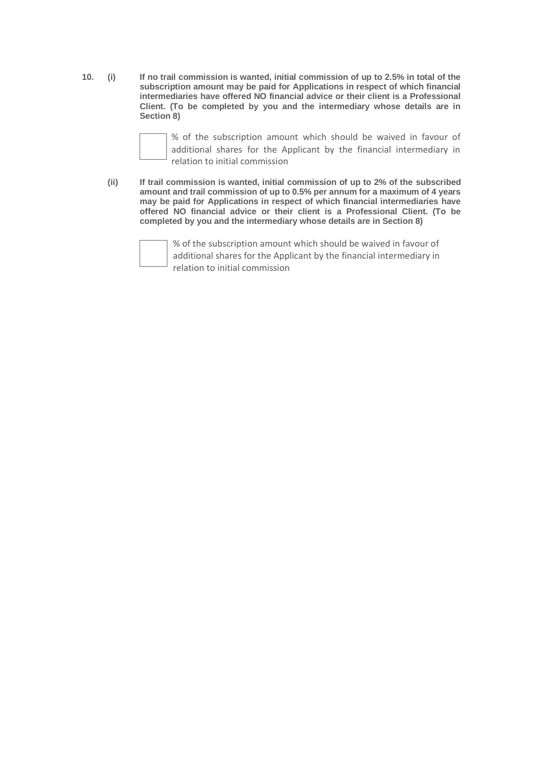**10. (i) If no trail commission is wanted, initial commission of up to 2.5% in total of the subscription amount may be paid for Applications in respect of which financial intermediaries have offered NO financial advice or their client is a Professional Client. (To be completed by you and the intermediary whose details are in Section 8)**

☐ % of the subscription amount which should be waived in favour of additional shares for the Applicant by the financial intermediary in relation to initial commission

**(ii) If trail commission is wanted, initial commission of up to 2% of the subscribed amount and trail commission of up to 0.5% per annum for a maximum of 4 years may be paid for Applications in respect of which financial intermediaries have offered NO financial advice or their client is a Professional Client. (To be completed by you and the intermediary whose details are in Section 8)**

☐ % of the subscription amount which should be waived in favour of additional shares for the Applicant by the financial intermediary in relation to initial commission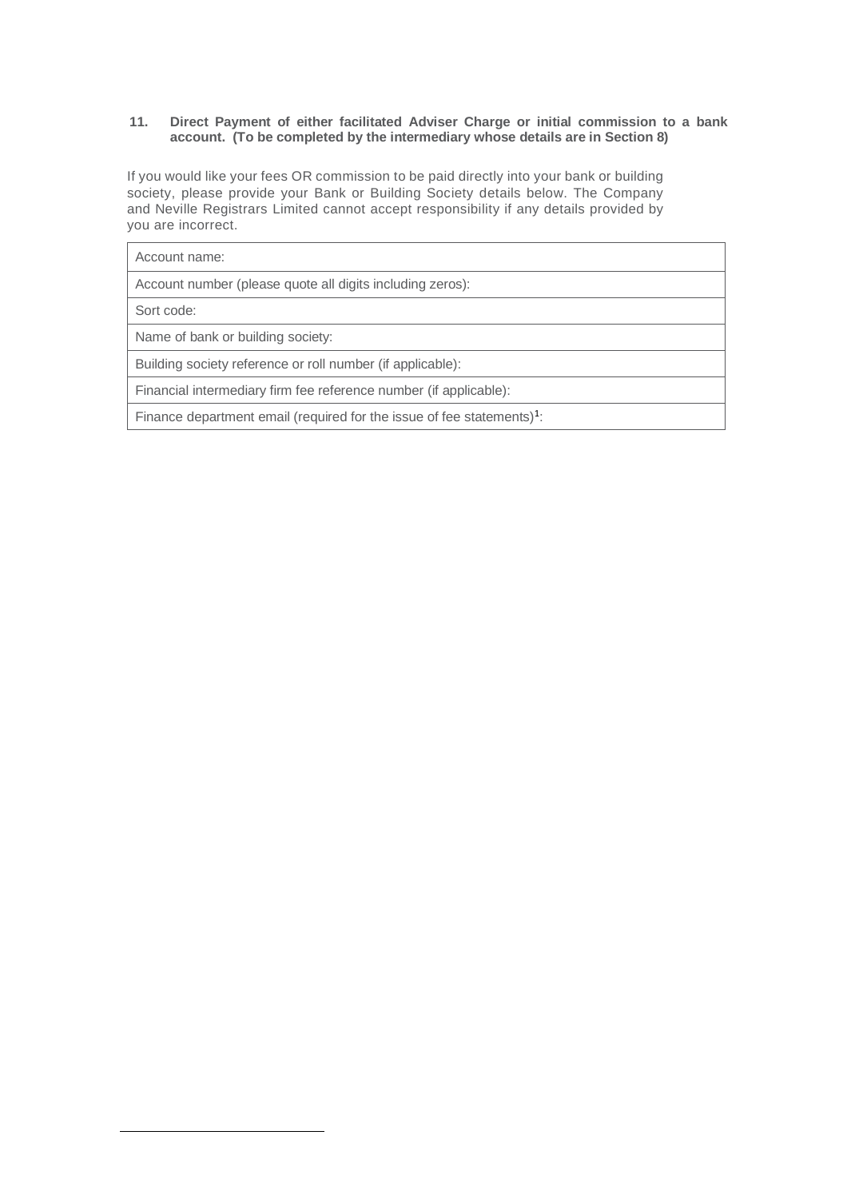**11. Direct Payment of either facilitated Adviser Charge or initial commission to a bank account. (To be completed by the intermediary whose details are in Section 8)**

If you would like your fees OR commission to be paid directly into your bank or building society, please provide your Bank or Building Society details below. The Company and Neville Registrars Limited cannot accept responsibility if any details provided by you are incorrect.

| Account name: |
|---|
| Account number (please quote all digits including zeros): |
| Sort code: |
| Name of bank or building society: |
| Building society reference or roll number (if applicable): |
| Financial intermediary firm fee reference number (if applicable): |
| Finance department email (required for the issue of fee statements)[1]: |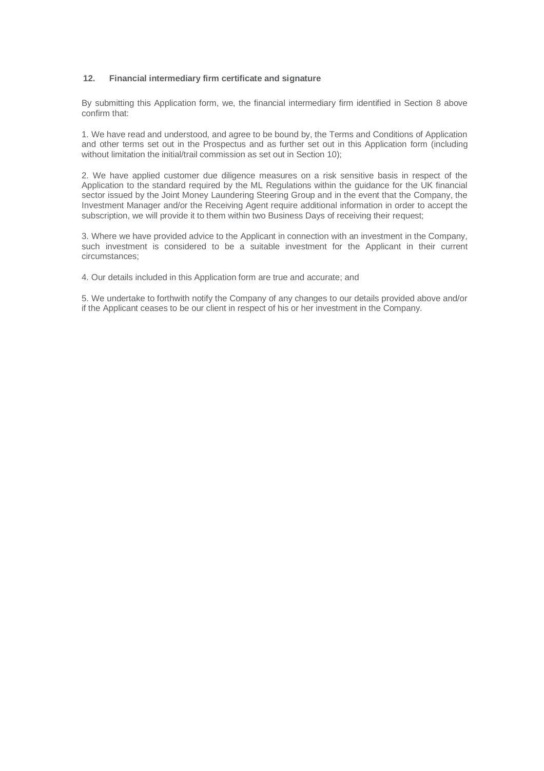## 12. Financial intermediary firm certificate and signature

By submitting this Application form, we, the financial intermediary firm identified in Section 8 above confirm that:

1. We have read and understood, and agree to be bound by, the Terms and Conditions of Application and other terms set out in the Prospectus and as further set out in this Application form (including without limitation the initial/trail commission as set out in Section 10);

2. We have applied customer due diligence measures on a risk sensitive basis in respect of the Application to the standard required by the ML Regulations within the guidance for the UK financial sector issued by the Joint Money Laundering Steering Group and in the event that the Company, the Investment Manager and/or the Receiving Agent require additional information in order to accept the subscription, we will provide it to them within two Business Days of receiving their request;

3. Where we have provided advice to the Applicant in connection with an investment in the Company, such investment is considered to be a suitable investment for the Applicant in their current circumstances;

4. Our details included in this Application form are true and accurate; and

5. We undertake to forthwith notify the Company of any changes to our details provided above and/or if the Applicant ceases to be our client in respect of his or her investment in the Company.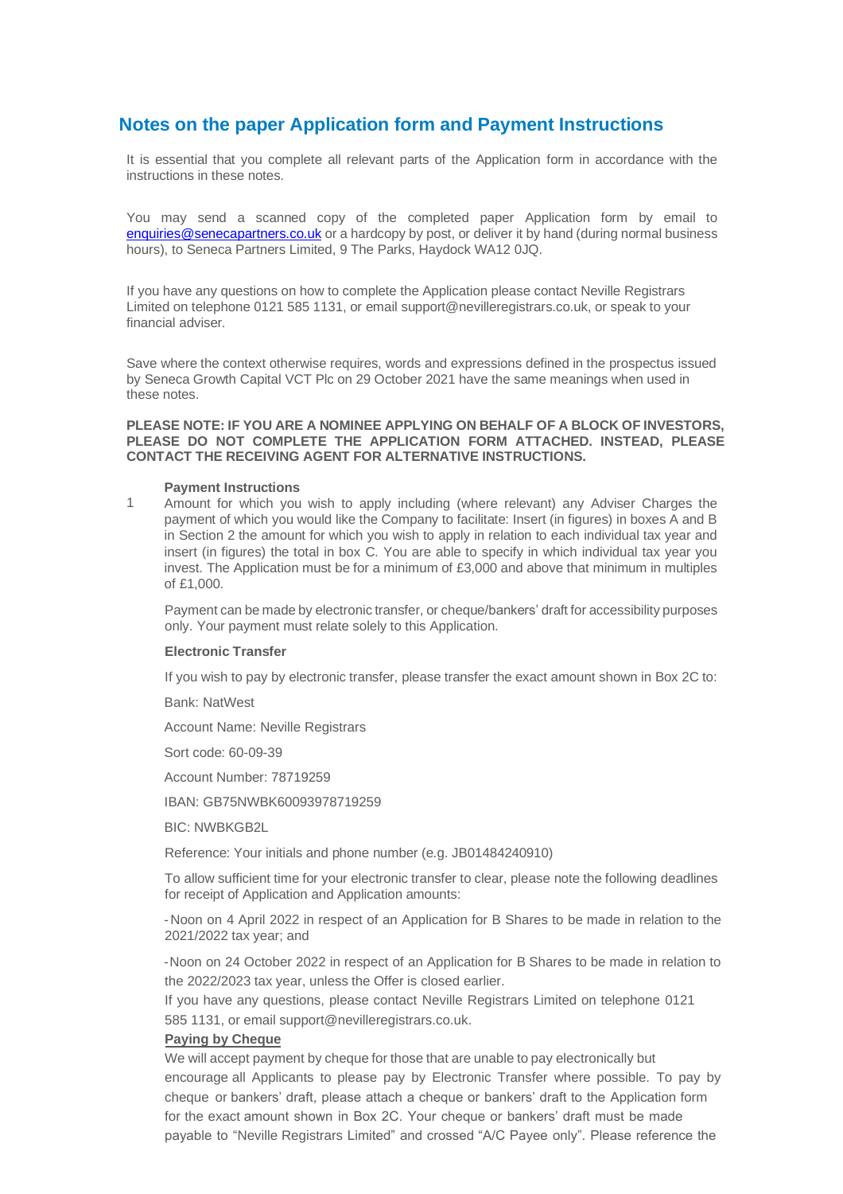## Notes on the paper Application form and Payment Instructions

It is essential that you complete all relevant parts of the Application form in accordance with the instructions in these notes.

You may send a scanned copy of the completed paper Application form by email to enquiries@senecapartners.co.uk or a hardcopy by post, or deliver it by hand (during normal business hours), to Seneca Partners Limited, 9 The Parks, Haydock WA12 0JQ.

If you have any questions on how to complete the Application please contact Neville Registrars Limited on telephone 0121 585 1131, or email support@nevilleregistrars.co.uk, or speak to your financial adviser.

Save where the context otherwise requires, words and expressions defined in the prospectus issued by Seneca Growth Capital VCT Plc on 29 October 2021 have the same meanings when used in these notes.

**PLEASE NOTE: IF YOU ARE A NOMINEE APPLYING ON BEHALF OF A BLOCK OF INVESTORS, PLEASE DO NOT COMPLETE THE APPLICATION FORM ATTACHED. INSTEAD, PLEASE CONTACT THE RECEIVING AGENT FOR ALTERNATIVE INSTRUCTIONS.**

**Payment Instructions**

1 Amount for which you wish to apply including (where relevant) any Adviser Charges the payment of which you would like the Company to facilitate: Insert (in figures) in boxes A and B in Section 2 the amount for which you wish to apply in relation to each individual tax year and insert (in figures) the total in box C. You are able to specify in which individual tax year you invest. The Application must be for a minimum of £3,000 and above that minimum in multiples of £1,000.

Payment can be made by electronic transfer, or cheque/bankers' draft for accessibility purposes only. Your payment must relate solely to this Application.

**Electronic Transfer**

If you wish to pay by electronic transfer, please transfer the exact amount shown in Box 2C to:

Bank: NatWest

Account Name: Neville Registrars

Sort code: 60-09-39

Account Number: 78719259

IBAN: GB75NWBK60093978719259

BIC: NWBKGB2L

Reference: Your initials and phone number (e.g. JB01484240910)

To allow sufficient time for your electronic transfer to clear, please note the following deadlines for receipt of Application and Application amounts:

- Noon on 4 April 2022 in respect of an Application for B Shares to be made in relation to the 2021/2022 tax year; and
- Noon on 24 October 2022 in respect of an Application for B Shares to be made in relation to the 2022/2023 tax year, unless the Offer is closed earlier.

If you have any questions, please contact Neville Registrars Limited on telephone 0121 585 1131, or email support@nevilleregistrars.co.uk.

**Paying by Cheque**

We will accept payment by cheque for those that are unable to pay electronically but encourage all Applicants to please pay by Electronic Transfer where possible. To pay by cheque or bankers' draft, please attach a cheque or bankers' draft to the Application form for the exact amount shown in Box 2C. Your cheque or bankers' draft must be made payable to "Neville Registrars Limited" and crossed "A/C Payee only". Please reference the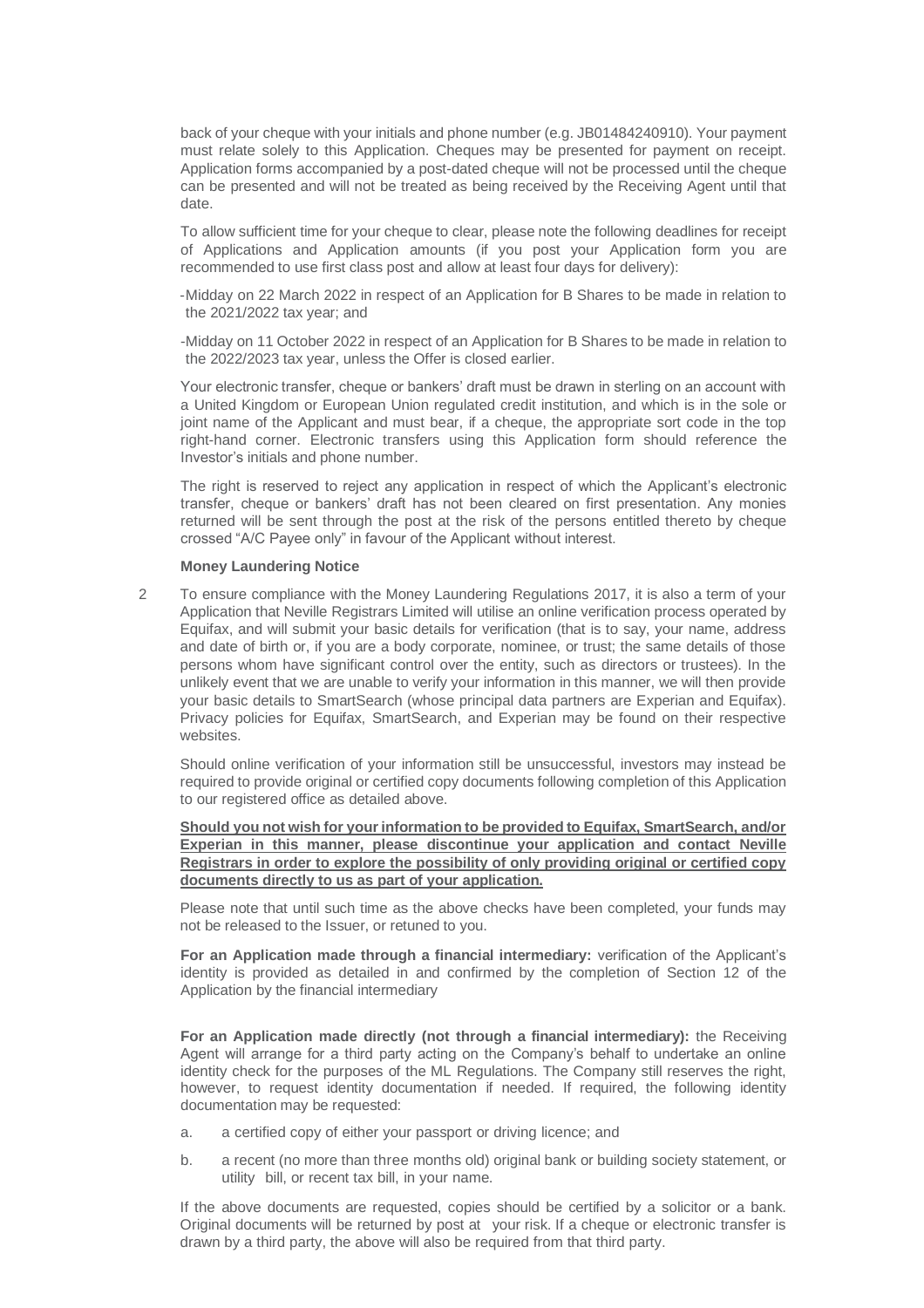back of your cheque with your initials and phone number (e.g. JB01484240910). Your payment must relate solely to this Application. Cheques may be presented for payment on receipt. Application forms accompanied by a post-dated cheque will not be processed until the cheque can be presented and will not be treated as being received by the Receiving Agent until that date.

To allow sufficient time for your cheque to clear, please note the following deadlines for receipt of Applications and Application amounts (if you post your Application form you are recommended to use first class post and allow at least four days for delivery):

- Midday on 22 March 2022 in respect of an Application for B Shares to be made in relation to the 2021/2022 tax year; and
- Midday on 11 October 2022 in respect of an Application for B Shares to be made in relation to the 2022/2023 tax year, unless the Offer is closed earlier.

Your electronic transfer, cheque or bankers' draft must be drawn in sterling on an account with a United Kingdom or European Union regulated credit institution, and which is in the sole or joint name of the Applicant and must bear, if a cheque, the appropriate sort code in the top right-hand corner. Electronic transfers using this Application form should reference the Investor's initials and phone number.

The right is reserved to reject any application in respect of which the Applicant's electronic transfer, cheque or bankers' draft has not been cleared on first presentation. Any monies returned will be sent through the post at the risk of the persons entitled thereto by cheque crossed "A/C Payee only" in favour of the Applicant without interest.

**Money Laundering Notice**

2 To ensure compliance with the Money Laundering Regulations 2017, it is also a term of your Application that Neville Registrars Limited will utilise an online verification process operated by Equifax, and will submit your basic details for verification (that is to say, your name, address and date of birth or, if you are a body corporate, nominee, or trust; the same details of those persons whom have significant control over the entity, such as directors or trustees). In the unlikely event that we are unable to verify your information in this manner, we will then provide your basic details to SmartSearch (whose principal data partners are Experian and Equifax). Privacy policies for Equifax, SmartSearch, and Experian may be found on their respective websites.

Should online verification of your information still be unsuccessful, investors may instead be required to provide original or certified copy documents following completion of this Application to our registered office as detailed above.

**Should you not wish for your information to be provided to Equifax, SmartSearch, and/or Experian in this manner, please discontinue your application and contact Neville Registrars in order to explore the possibility of only providing original or certified copy documents directly to us as part of your application.**

Please note that until such time as the above checks have been completed, your funds may not be released to the Issuer, or retuned to you.

**For an Application made through a financial intermediary:** verification of the Applicant's identity is provided as detailed in and confirmed by the completion of Section 12 of the Application by the financial intermediary

**For an Application made directly (not through a financial intermediary):** the Receiving Agent will arrange for a third party acting on the Company's behalf to undertake an online identity check for the purposes of the ML Regulations. The Company still reserves the right, however, to request identity documentation if needed. If required, the following identity documentation may be requested:

a. a certified copy of either your passport or driving licence; and

b. a recent (no more than three months old) original bank or building society statement, or utility bill, or recent tax bill, in your name.

If the above documents are requested, copies should be certified by a solicitor or a bank. Original documents will be returned by post at your risk. If a cheque or electronic transfer is drawn by a third party, the above will also be required from that third party.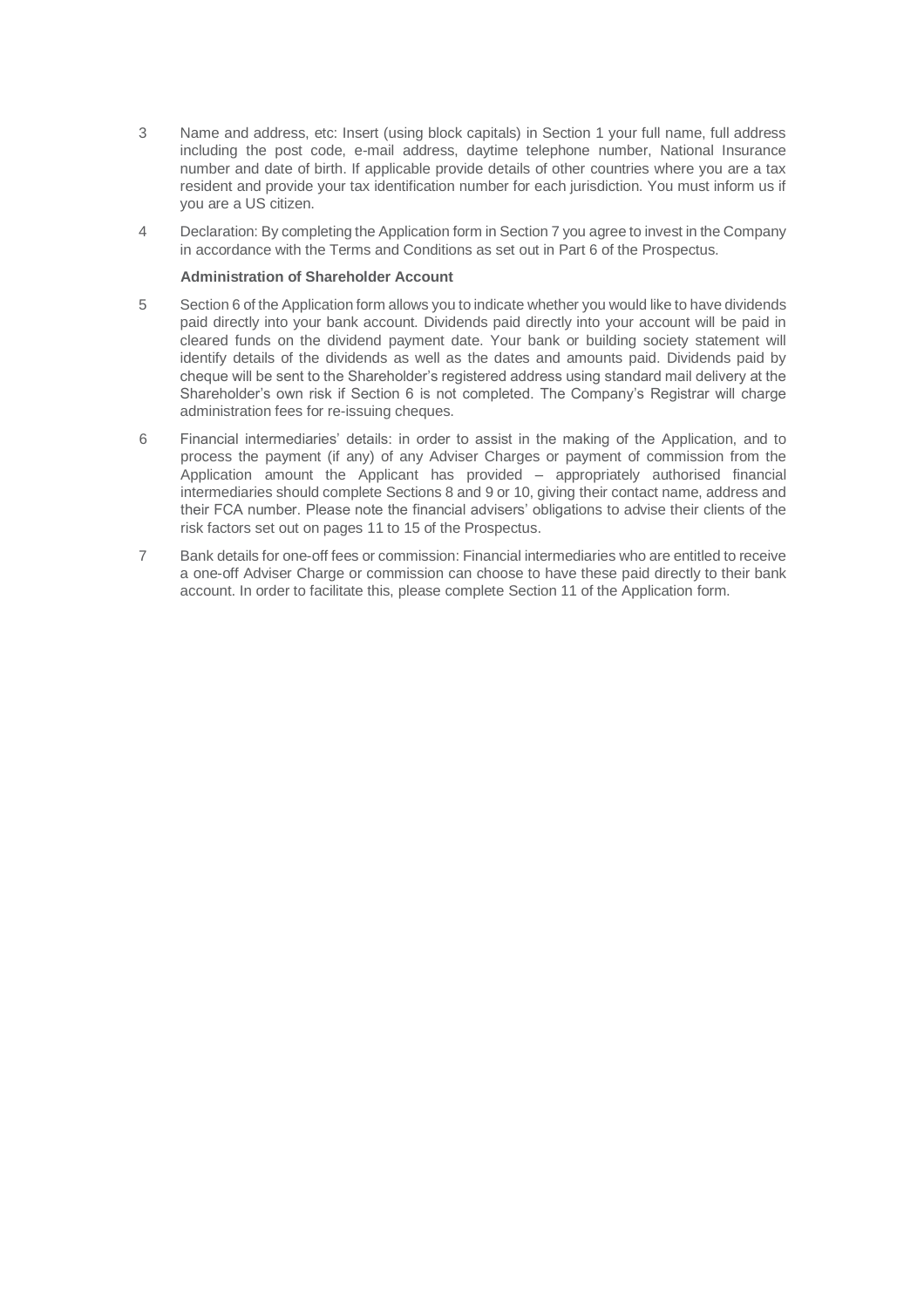3 Name and address, etc: Insert (using block capitals) in Section 1 your full name, full address including the post code, e-mail address, daytime telephone number, National Insurance number and date of birth. If applicable provide details of other countries where you are a tax resident and provide your tax identification number for each jurisdiction. You must inform us if you are a US citizen.

4 Declaration: By completing the Application form in Section 7 you agree to invest in the Company in accordance with the Terms and Conditions as set out in Part 6 of the Prospectus.

**Administration of Shareholder Account**

5 Section 6 of the Application form allows you to indicate whether you would like to have dividends paid directly into your bank account. Dividends paid directly into your account will be paid in cleared funds on the dividend payment date. Your bank or building society statement will identify details of the dividends as well as the dates and amounts paid. Dividends paid by cheque will be sent to the Shareholder's registered address using standard mail delivery at the Shareholder's own risk if Section 6 is not completed. The Company's Registrar will charge administration fees for re-issuing cheques.

6 Financial intermediaries' details: in order to assist in the making of the Application, and to process the payment (if any) of any Adviser Charges or payment of commission from the Application amount the Applicant has provided – appropriately authorised financial intermediaries should complete Sections 8 and 9 or 10, giving their contact name, address and their FCA number. Please note the financial advisers' obligations to advise their clients of the risk factors set out on pages 11 to 15 of the Prospectus.

7 Bank details for one-off fees or commission: Financial intermediaries who are entitled to receive a one-off Adviser Charge or commission can choose to have these paid directly to their bank account. In order to facilitate this, please complete Section 11 of the Application form.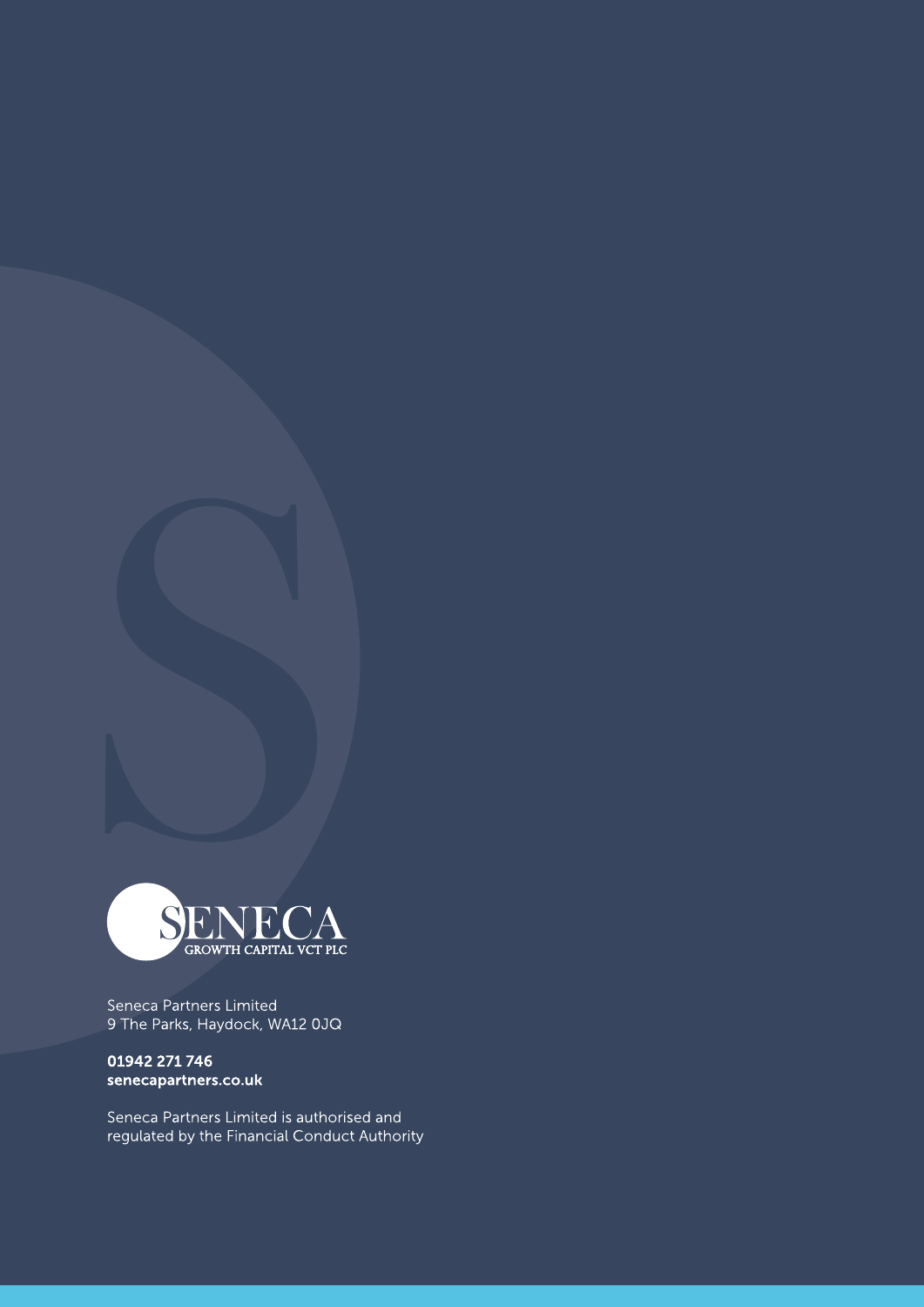SENECA GROWTH CAPITAL VCT PLC

Seneca Partners Limited
9 The Parks, Haydock, WA12 0JQ

**01942 271 746**
**senecapartners.co.uk**

Seneca Partners Limited is authorised and regulated by the Financial Conduct Authority